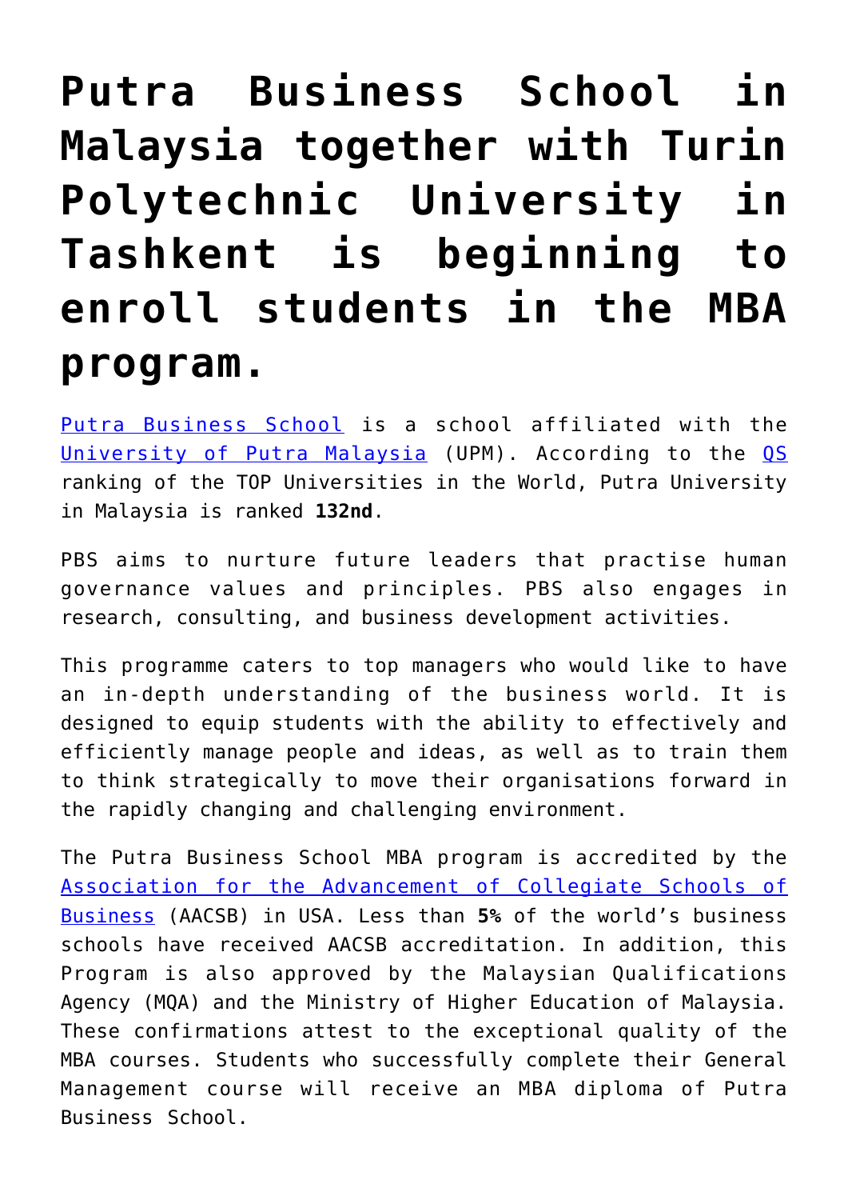# Putra Business School in Malaysia together with Turin Polytechnic University in Tashkent is beginning to enroll students in the MBA program.

Putra Business School is a school affiliated with the University of Putra Malaysia (UPM). According to the QS ranking of the TOP Universities in the World, Putra University in Malaysia is ranked **132nd**.

PBS aims to nurture future leaders that practise human governance values and principles. PBS also engages in research, consulting, and business development activities.

This programme caters to top managers who would like to have an in-depth understanding of the business world. It is designed to equip students with the ability to effectively and efficiently manage people and ideas, as well as to train them to think strategically to move their organisations forward in the rapidly changing and challenging environment.

The Putra Business School MBA program is accredited by the Association for the Advancement of Collegiate Schools of Business (AACSB) in USA. Less than **5%** of the world's business schools have received AACSB accreditation. In addition, this Program is also approved by the Malaysian Qualifications Agency (MQA) and the Ministry of Higher Education of Malaysia. These confirmations attest to the exceptional quality of the MBA courses. Students who successfully complete their General Management course will receive an MBA diploma of Putra Business School.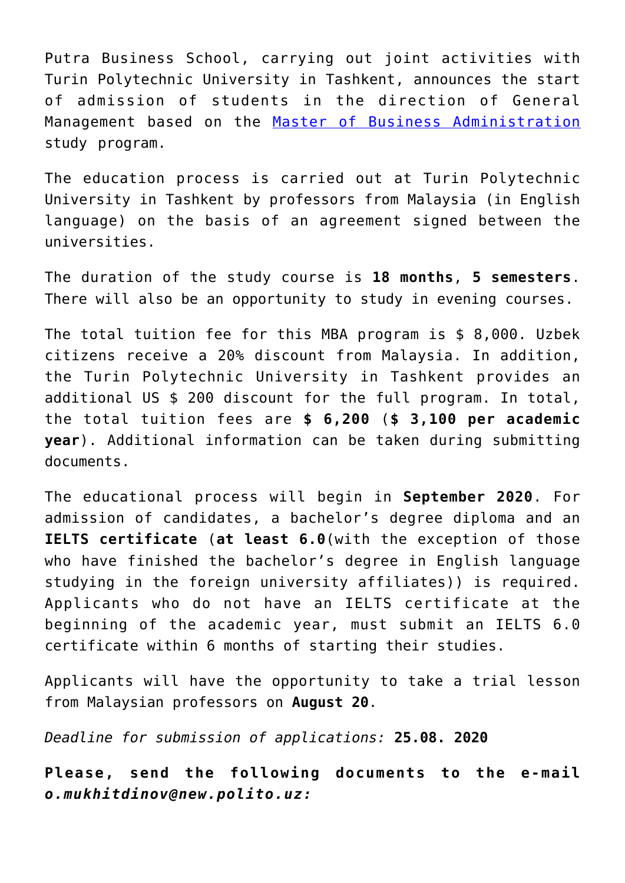Putra Business School, carrying out joint activities with Turin Polytechnic University in Tashkent, announces the start of admission of students in the direction of General Management based on the Master of Business Administration study program.

The education process is carried out at Turin Polytechnic University in Tashkent by professors from Malaysia (in English language) on the basis of an agreement signed between the universities.

The duration of the study course is **18 months**, **5 semesters**. There will also be an opportunity to study in evening courses.

The total tuition fee for this MBA program is $ 8,000. Uzbek citizens receive a 20% discount from Malaysia. In addition, the Turin Polytechnic University in Tashkent provides an additional US $ 200 discount for the full program. In total, the total tuition fees are **$ 6,200** (**$ 3,100 per academic year**). Additional information can be taken during submitting documents.

The educational process will begin in **September 2020**. For admission of candidates, a bachelor's degree diploma and an **IELTS certificate** (**at least 6.0**(with the exception of those who have finished the bachelor's degree in English language studying in the foreign university affiliates)) is required. Applicants who do not have an IELTS certificate at the beginning of the academic year, must submit an IELTS 6.0 certificate within 6 months of starting their studies.

Applicants will have the opportunity to take a trial lesson from Malaysian professors on **August 20**.

*Deadline for submission of applications:* **25.08. 2020**

**Please, send the following documents to the e-mail *o.mukhitdinov@new.polito.uz:***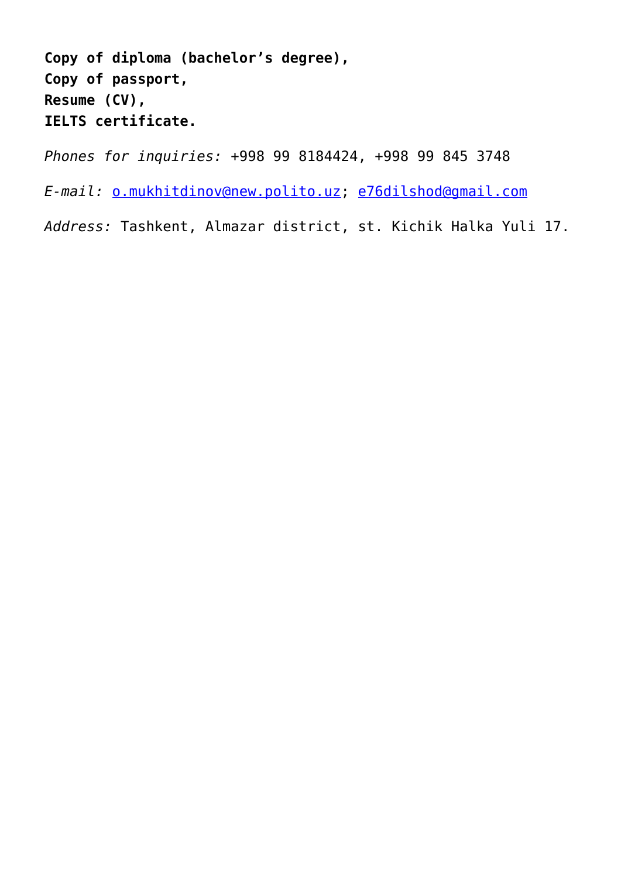**Copy of diploma (bachelor's degree),**
**Copy of passport,**
**Resume (CV),**
**IELTS certificate.**

*Phones for inquiries:* +998 99 8184424, +998 99 845 3748

*E-mail:* o.mukhitdinov@new.polito.uz; e76dilshod@gmail.com

*Address:* Tashkent, Almazar district, st. Kichik Halka Yuli 17.